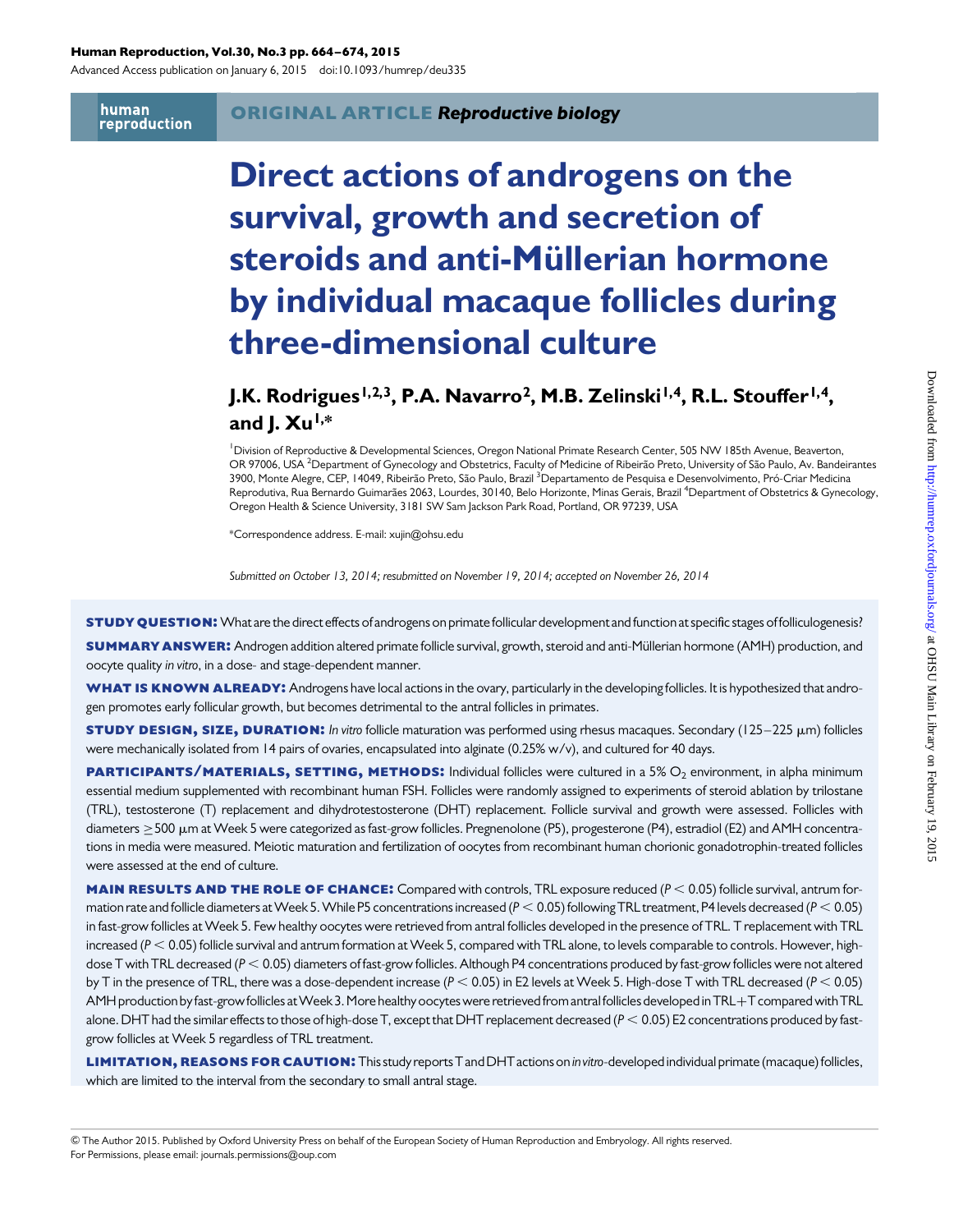# Direct actions of androgens on the survival, growth and secretion of steroids and anti-Müllerian hormone by individual macaque follicles during three-dimensional culture

**ORIGINAL ARTICLE** *Reproductive biology*

**J.K. Rodrigues[1,2,3], P.A. Navarro[2], M.B. Zelinski[1,4], R.L. Stouffer[1,4], and J. Xu[1,*]**

[1]Division of Reproductive & Developmental Sciences, Oregon National Primate Research Center, 505 NW 185th Avenue, Beaverton, OR 97006, USA [2]Department of Gynecology and Obstetrics, Faculty of Medicine of Ribeirão Preto, University of São Paulo, Av. Bandeirantes 3900, Monte Alegre, CEP, 14049, Ribeirão Preto, São Paulo, Brazil [3]Departamento de Pesquisa e Desenvolvimento, Pró-Criar Medicina Reprodutiva, Rua Bernardo Guimarães 2063, Lourdes, 30140, Belo Horizonte, Minas Gerais, Brazil [4]Department of Obstetrics & Gynecology, Oregon Health & Science University, 3181 SW Sam Jackson Park Road, Portland, OR 97239, USA

*Correspondence address. E-mail: xujin@ohsu.edu

*Submitted on October 13, 2014; resubmitted on November 19, 2014; accepted on November 26, 2014*

**STUDY QUESTION:** What are the direct effects of androgens on primate follicular development and function at specific stages of folliculogenesis?

**SUMMARY ANSWER:** Androgen addition altered primate follicle survival, growth, steroid and anti-Müllerian hormone (AMH) production, and oocyte quality *in vitro*, in a dose- and stage-dependent manner.

**WHAT IS KNOWN ALREADY:** Androgens have local actions in the ovary, particularly in the developing follicles. It is hypothesized that androgen promotes early follicular growth, but becomes detrimental to the antral follicles in primates.

**STUDY DESIGN, SIZE, DURATION:** *In vitro* follicle maturation was performed using rhesus macaques. Secondary (125–225 μm) follicles were mechanically isolated from 14 pairs of ovaries, encapsulated into alginate (0.25% w/v), and cultured for 40 days.

**PARTICIPANTS/MATERIALS, SETTING, METHODS:** Individual follicles were cultured in a 5% $O_2$ environment, in alpha minimum essential medium supplemented with recombinant human FSH. Follicles were randomly assigned to experiments of steroid ablation by trilostane (TRL), testosterone (T) replacement and dihydrotestosterone (DHT) replacement. Follicle survival and growth were assessed. Follicles with diameters ≥500 μm at Week 5 were categorized as fast-grow follicles. Pregnenolone (P5), progesterone (P4), estradiol (E2) and AMH concentrations in media were measured. Meiotic maturation and fertilization of oocytes from recombinant human chorionic gonadotrophin-treated follicles were assessed at the end of culture.

**MAIN RESULTS AND THE ROLE OF CHANCE:** Compared with controls, TRL exposure reduced ($P < 0.05$) follicle survival, antrum formation rate and follicle diameters at Week 5. While P5 concentrations increased ($P < 0.05$) following TRL treatment, P4 levels decreased ($P < 0.05$) in fast-grow follicles at Week 5. Few healthy oocytes were retrieved from antral follicles developed in the presence of TRL. T replacement with TRL increased ($P < 0.05$) follicle survival and antrum formation at Week 5, compared with TRL alone, to levels comparable to controls. However, high-dose T with TRL decreased ($P < 0.05$) diameters of fast-grow follicles. Although P4 concentrations produced by fast-grow follicles were not altered by T in the presence of TRL, there was a dose-dependent increase ($P < 0.05$) in E2 levels at Week 5. High-dose T with TRL decreased ($P < 0.05$) AMH production by fast-grow follicles at Week 3. More healthy oocytes were retrieved from antral follicles developed in TRL+T compared with TRL alone. DHT had the similar effects to those of high-dose T, except that DHT replacement decreased ($P < 0.05$) E2 concentrations produced by fast-grow follicles at Week 5 regardless of TRL treatment.

**LIMITATION, REASONS FOR CAUTION:** This study reports T and DHT actions on *in vitro*-developed individual primate (macaque) follicles, which are limited to the interval from the secondary to small antral stage.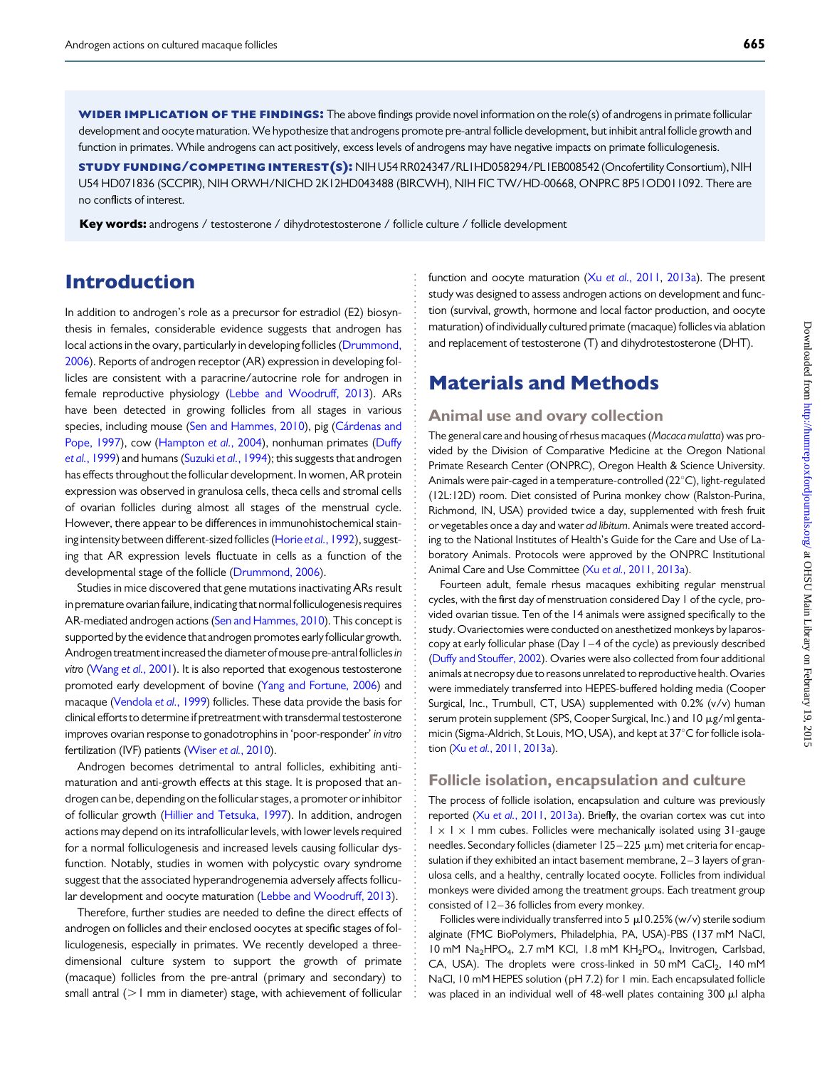**WIDER IMPLICATION OF THE FINDINGS:** The above findings provide novel information on the role(s) of androgens in primate follicular development and oocyte maturation. We hypothesize that androgens promote pre-antral follicle development, but inhibit antral follicle growth and function in primates. While androgens can act positively, excess levels of androgens may have negative impacts on primate folliculogenesis.

**STUDY FUNDING/COMPETING INTEREST(S):** NIH U54 RR024347/RL1HD058294/PL1EB008542 (Oncofertility Consortium), NIH U54 HD071836 (SCCPIR), NIH ORWH/NICHD 2K12HD043488 (BIRCWH), NIH FIC TW/HD-00668, ONPRC 8P51OD011092. There are no conflicts of interest.

**Key words:** androgens / testosterone / dihydrotestosterone / follicle culture / follicle development

# Introduction

In addition to androgen's role as a precursor for estradiol (E2) biosynthesis in females, considerable evidence suggests that androgen has local actions in the ovary, particularly in developing follicles (Drummond, 2006). Reports of androgen receptor (AR) expression in developing follicles are consistent with a paracrine/autocrine role for androgen in female reproductive physiology (Lebbe and Woodruff, 2013). ARs have been detected in growing follicles from all stages in various species, including mouse (Sen and Hammes, 2010), pig (Cárdenas and Pope, 1997), cow (Hampton *et al.*, 2004), nonhuman primates (Duffy *et al.*, 1999) and humans (Suzuki *et al.*, 1994); this suggests that androgen has effects throughout the follicular development. In women, AR protein expression was observed in granulosa cells, theca cells and stromal cells of ovarian follicles during almost all stages of the menstrual cycle. However, there appear to be differences in immunohistochemical staining intensity between different-sized follicles (Horie *et al.*, 1992), suggesting that AR expression levels fluctuate in cells as a function of the developmental stage of the follicle (Drummond, 2006).

Studies in mice discovered that gene mutations inactivating ARs result in premature ovarian failure, indicating that normal folliculogenesis requires AR-mediated androgen actions (Sen and Hammes, 2010). This concept is supported by the evidence that androgen promotes early follicular growth. Androgen treatment increased the diameter of mouse pre-antral follicles *in vitro* (Wang *et al.*, 2001). It is also reported that exogenous testosterone promoted early development of bovine (Yang and Fortune, 2006) and macaque (Vendola *et al.*, 1999) follicles. These data provide the basis for clinical efforts to determine if pretreatment with transdermal testosterone improves ovarian response to gonadotrophins in 'poor-responder' *in vitro* fertilization (IVF) patients (Wiser *et al.*, 2010).

Androgen becomes detrimental to antral follicles, exhibiting anti-maturation and anti-growth effects at this stage. It is proposed that androgen can be, depending on the follicular stages, a promoter or inhibitor of follicular growth (Hillier and Tetsuka, 1997). In addition, androgen actions may depend on its intrafollicular levels, with lower levels required for a normal folliculogenesis and increased levels causing follicular dysfunction. Notably, studies in women with polycystic ovary syndrome suggest that the associated hyperandrogenemia adversely affects follicular development and oocyte maturation (Lebbe and Woodruff, 2013).

Therefore, further studies are needed to define the direct effects of androgen on follicles and their enclosed oocytes at specific stages of folliculogenesis, especially in primates. We recently developed a three-dimensional culture system to support the growth of primate (macaque) follicles from the pre-antral (primary and secondary) to small antral (> 1 mm in diameter) stage, with achievement of follicular function and oocyte maturation (Xu *et al.*, 2011, 2013a). The present study was designed to assess androgen actions on development and function (survival, growth, hormone and local factor production, and oocyte maturation) of individually cultured primate (macaque) follicles via ablation and replacement of testosterone (T) and dihydrotestosterone (DHT).

# Materials and Methods

## Animal use and ovary collection

The general care and housing of rhesus macaques (*Macaca mulatta*) was provided by the Division of Comparative Medicine at the Oregon National Primate Research Center (ONPRC), Oregon Health & Science University. Animals were pair-caged in a temperature-controlled (22°C), light-regulated (12L:12D) room. Diet consisted of Purina monkey chow (Ralston-Purina, Richmond, IN, USA) provided twice a day, supplemented with fresh fruit or vegetables once a day and water *ad libitum*. Animals were treated according to the National Institutes of Health's Guide for the Care and Use of Laboratory Animals. Protocols were approved by the ONPRC Institutional Animal Care and Use Committee (Xu *et al.*, 2011, 2013a).

Fourteen adult, female rhesus macaques exhibiting regular menstrual cycles, with the first day of menstruation considered Day 1 of the cycle, provided ovarian tissue. Ten of the 14 animals were assigned specifically to the study. Ovariectomies were conducted on anesthetized monkeys by laparoscopy at early follicular phase (Day 1–4 of the cycle) as previously described (Duffy and Stouffer, 2002). Ovaries were also collected from four additional animals at necropsy due to reasons unrelated to reproductive health. Ovaries were immediately transferred into HEPES-buffered holding media (Cooper Surgical, Inc., Trumbull, CT, USA) supplemented with 0.2% (v/v) human serum protein supplement (SPS, Cooper Surgical, Inc.) and 10 µg/ml gentamicin (Sigma-Aldrich, St Louis, MO, USA), and kept at 37°C for follicle isolation (Xu *et al.*, 2011, 2013a).

## Follicle isolation, encapsulation and culture

The process of follicle isolation, encapsulation and culture was previously reported (Xu *et al.*, 2011, 2013a). Briefly, the ovarian cortex was cut into 1 × 1 × 1 mm cubes. Follicles were mechanically isolated using 31-gauge needles. Secondary follicles (diameter 125–225 µm) met criteria for encapsulation if they exhibited an intact basement membrane, 2–3 layers of granulosa cells, and a healthy, centrally located oocyte. Follicles from individual monkeys were divided among the treatment groups. Each treatment group consisted of 12–36 follicles from every monkey.

Follicles were individually transferred into 5 µl 0.25% (w/v) sterile sodium alginate (FMC BioPolymers, Philadelphia, PA, USA)-PBS (137 mM NaCl, 10 mM $Na_2HPO_4$, 2.7 mM KCl, 1.8 mM $KH_2PO_4$, Invitrogen, Carlsbad, CA, USA). The droplets were cross-linked in 50 mM $CaCl_2$, 140 mM NaCl, 10 mM HEPES solution (pH 7.2) for 1 min. Each encapsulated follicle was placed in an individual well of 48-well plates containing 300 µl alpha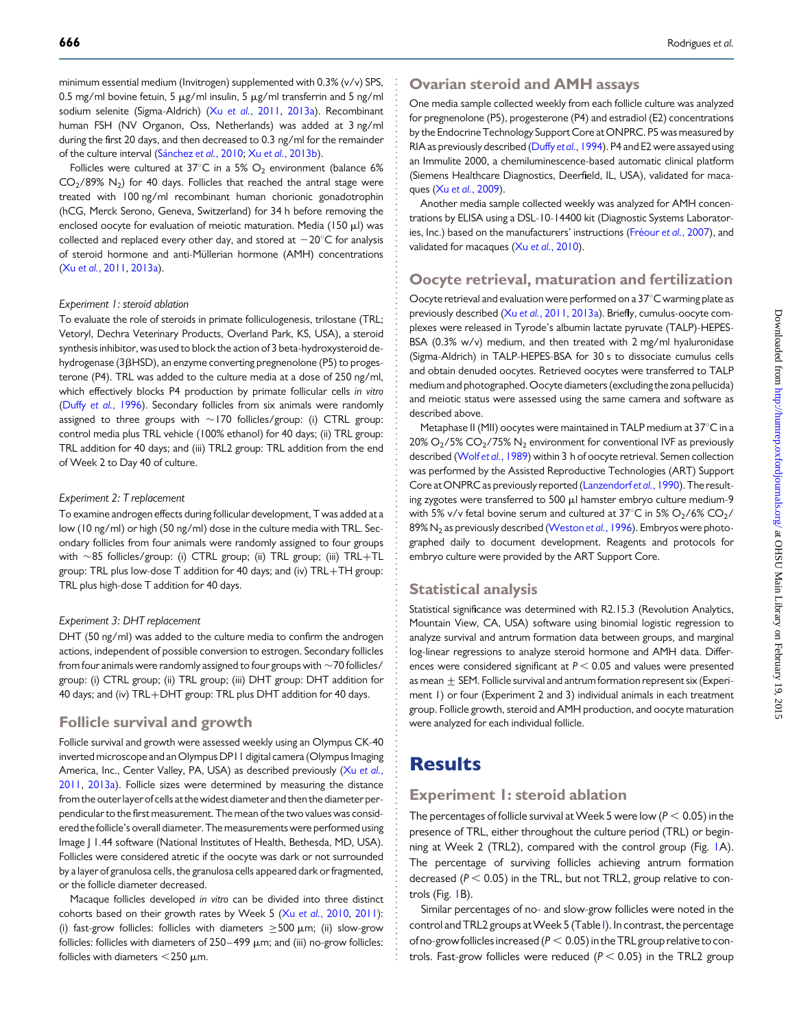minimum essential medium (Invitrogen) supplemented with 0.3% (v/v) SPS, 0.5 mg/ml bovine fetuin, 5 μg/ml insulin, 5 μg/ml transferrin and 5 ng/ml sodium selenite (Sigma-Aldrich) (Xu et al., 2011, 2013a). Recombinant human FSH (NV Organon, Oss, Netherlands) was added at 3 ng/ml during the first 20 days, and then decreased to 0.3 ng/ml for the remainder of the culture interval (Sánchez et al., 2010; Xu et al., 2013b).

Follicles were cultured at 37°C in a 5% $O_2$ environment (balance 6% $CO_2$/89% $N_2$) for 40 days. Follicles that reached the antral stage were treated with 100 ng/ml recombinant human chorionic gonadotrophin (hCG, Merck Serono, Geneva, Switzerland) for 34 h before removing the enclosed oocyte for evaluation of meiotic maturation. Media (150 μl) was collected and replaced every other day, and stored at −20°C for analysis of steroid hormone and anti-Müllerian hormone (AMH) concentrations (Xu et al., 2011, 2013a).

*Experiment 1: steroid ablation*

To evaluate the role of steroids in primate folliculogenesis, trilostane (TRL; Vetoryl, Dechra Veterinary Products, Overland Park, KS, USA), a steroid synthesis inhibitor, was used to block the action of 3 beta-hydroxysteroid dehydrogenase (3βHSD), an enzyme converting pregnenolone (P5) to progesterone (P4). TRL was added to the culture media at a dose of 250 ng/ml, which effectively blocks P4 production by primate follicular cells *in vitro* (Duffy et al., 1996). Secondary follicles from six animals were randomly assigned to three groups with ~170 follicles/group: (i) CTRL group: control media plus TRL vehicle (100% ethanol) for 40 days; (ii) TRL group: TRL addition for 40 days; and (iii) TRL2 group: TRL addition from the end of Week 2 to Day 40 of culture.

*Experiment 2: T replacement*

To examine androgen effects during follicular development, T was added at a low (10 ng/ml) or high (50 ng/ml) dose in the culture media with TRL. Secondary follicles from four animals were randomly assigned to four groups with ~85 follicles/group: (i) CTRL group; (ii) TRL group; (iii) TRL+TL group: TRL plus low-dose T addition for 40 days; and (iv) TRL+TH group: TRL plus high-dose T addition for 40 days.

*Experiment 3: DHT replacement*

DHT (50 ng/ml) was added to the culture media to confirm the androgen actions, independent of possible conversion to estrogen. Secondary follicles from four animals were randomly assigned to four groups with ~70 follicles/group: (i) CTRL group; (ii) TRL group; (iii) DHT group: DHT addition for 40 days; and (iv) TRL+DHT group: TRL plus DHT addition for 40 days.

## Follicle survival and growth

Follicle survival and growth were assessed weekly using an Olympus CK-40 inverted microscope and an Olympus DP11 digital camera (Olympus Imaging America, Inc., Center Valley, PA, USA) as described previously (Xu et al., 2011, 2013a). Follicle sizes were determined by measuring the distance from the outer layer of cells at the widest diameter and then the diameter perpendicular to the first measurement. The mean of the two values was considered the follicle's overall diameter. The measurements were performed using Image J 1.44 software (National Institutes of Health, Bethesda, MD, USA). Follicles were considered atretic if the oocyte was dark or not surrounded by a layer of granulosa cells, the granulosa cells appeared dark or fragmented, or the follicle diameter decreased.

Macaque follicles developed *in vitro* can be divided into three distinct cohorts based on their growth rates by Week 5 (Xu et al., 2010, 2011): (i) fast-grow follicles: follicles with diameters ≥500 μm; (ii) slow-grow follicles: follicles with diameters of 250–499 μm; and (iii) no-grow follicles: follicles with diameters <250 μm.

## Ovarian steroid and AMH assays

One media sample collected weekly from each follicle culture was analyzed for pregnenolone (P5), progesterone (P4) and estradiol (E2) concentrations by the Endocrine Technology Support Core at ONPRC. P5 was measured by RIA as previously described (Duffy et al., 1994). P4 and E2 were assayed using an Immulite 2000, a chemiluminescence-based automatic clinical platform (Siemens Healthcare Diagnostics, Deerfield, IL, USA), validated for macaques (Xu et al., 2009).

Another media sample collected weekly was analyzed for AMH concentrations by ELISA using a DSL-10-14400 kit (Diagnostic Systems Laboratories, Inc.) based on the manufacturers' instructions (Fréour et al., 2007), and validated for macaques (Xu et al., 2010).

## Oocyte retrieval, maturation and fertilization

Oocyte retrieval and evaluation were performed on a 37°C warming plate as previously described (Xu et al., 2011, 2013a). Briefly, cumulus-oocyte complexes were released in Tyrode's albumin lactate pyruvate (TALP)-HEPES-BSA (0.3% w/v) medium, and then treated with 2 mg/ml hyaluronidase (Sigma-Aldrich) in TALP-HEPES-BSA for 30 s to dissociate cumulus cells and obtain denuded oocytes. Retrieved oocytes were transferred to TALP medium and photographed. Oocyte diameters (excluding the zona pellucida) and meiotic status were assessed using the same camera and software as described above.

Metaphase II (MII) oocytes were maintained in TALP medium at 37°C in a 20% $O_2$/5% $CO_2$/75% $N_2$ environment for conventional IVF as previously described (Wolf et al., 1989) within 3 h of oocyte retrieval. Semen collection was performed by the Assisted Reproductive Technologies (ART) Support Core at ONPRC as previously reported (Lanzendorf et al., 1990). The resulting zygotes were transferred to 500 μl hamster embryo culture medium-9 with 5% v/v fetal bovine serum and cultured at 37°C in 5% $O_2$/6% $CO_2$/89% $N_2$ as previously described (Weston et al., 1996). Embryos were photographed daily to document development. Reagents and protocols for embryo culture were provided by the ART Support Core.

## Statistical analysis

Statistical significance was determined with R2.15.3 (Revolution Analytics, Mountain View, CA, USA) software using binomial logistic regression to analyze survival and antrum formation data between groups, and marginal log-linear regressions to analyze steroid hormone and AMH data. Differences were considered significant at $P < 0.05$ and values were presented as mean ± SEM. Follicle survival and antrum formation represent six (Experiment 1) or four (Experiment 2 and 3) individual animals in each treatment group. Follicle growth, steroid and AMH production, and oocyte maturation were analyzed for each individual follicle.

# Results

## Experiment 1: steroid ablation

The percentages of follicle survival at Week 5 were low ($P < 0.05$) in the presence of TRL, either throughout the culture period (TRL) or beginning at Week 2 (TRL2), compared with the control group (Fig. 1A). The percentage of surviving follicles achieving antrum formation decreased ($P < 0.05$) in the TRL, but not TRL2, group relative to controls (Fig. 1B).

Similar percentages of no- and slow-grow follicles were noted in the control and TRL2 groups at Week 5 (Table I). In contrast, the percentage of no-grow follicles increased ($P < 0.05$) in the TRL group relative to controls. Fast-grow follicles were reduced ($P < 0.05$) in the TRL2 group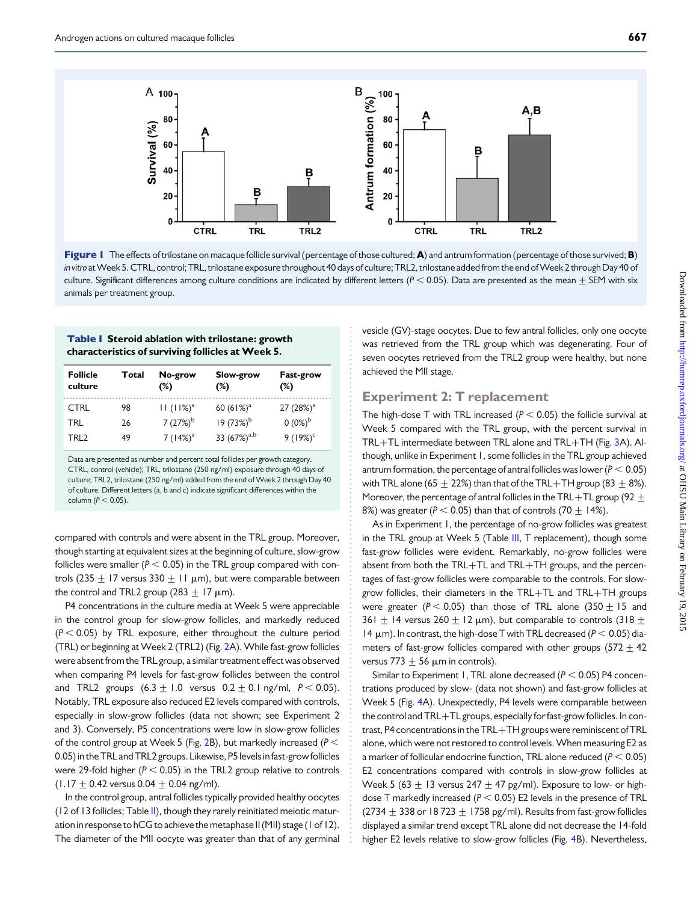Figure 1 The effects of trilostane on macaque follicle survival (percentage of those cultured; **A**) and antrum formation (percentage of those survived; **B**) *in vitro* at Week 5. CTRL, control; TRL, trilostane exposure throughout 40 days of culture; TRL2, trilostane added from the end of Week 2 through Day 40 of culture. Significant differences among culture conditions are indicated by different letters ($P < 0.05$). Data are presented as the mean ± SEM with six animals per treatment group.

**Table I Steroid ablation with trilostane: growth characteristics of surviving follicles at Week 5.**

| Follicle culture | Total | No-grow (%) | Slow-grow (%) | Fast-grow (%) |
|---|---|---|---|---|
| CTRL | 98 | 11 (11%)[a] | 60 (61%)[a] | 27 (28%)[a] |
| TRL | 26 | 7 (27%)[b] | 19 (73%)[b] | 0 (0%)[b] |
| TRL2 | 49 | 7 (14%)[a] | 33 (67%)[a,b] | 9 (19%)[c] |

Data are presented as number and percent total follicles per growth category. CTRL, control (vehicle); TRL, trilostane (250 ng/ml) exposure through 40 days of culture; TRL2, trilostane (250 ng/ml) added from the end of Week 2 through Day 40 of culture. Different letters (a, b and c) indicate significant differences within the column ($P < 0.05$).

compared with controls and were absent in the TRL group. Moreover, though starting at equivalent sizes at the beginning of culture, slow-grow follicles were smaller ($P < 0.05$) in the TRL group compared with controls (235 ± 17 versus 330 ± 11 μm), but were comparable between the control and TRL2 group (283 ± 17 μm).

P4 concentrations in the culture media at Week 5 were appreciable in the control group for slow-grow follicles, and markedly reduced ($P < 0.05$) by TRL exposure, either throughout the culture period (TRL) or beginning at Week 2 (TRL2) (Fig. 2A). While fast-grow follicles were absent from the TRL group, a similar treatment effect was observed when comparing P4 levels for fast-grow follicles between the control and TRL2 groups (6.3 ± 1.0 versus 0.2 ± 0.1 ng/ml, $P < 0.05$). Notably, TRL exposure also reduced E2 levels compared with controls, especially in slow-grow follicles (data not shown; see Experiment 2 and 3). Conversely, P5 concentrations were low in slow-grow follicles of the control group at Week 5 (Fig. 2B), but markedly increased ($P < 0.05$) in the TRL and TRL2 groups. Likewise, P5 levels in fast-grow follicles were 29-fold higher ($P < 0.05$) in the TRL2 group relative to controls (1.17 ± 0.42 versus 0.04 ± 0.04 ng/ml).

In the control group, antral follicles typically provided healthy oocytes (12 of 13 follicles; Table II), though they rarely reinitiated meiotic maturation in response to hCG to achieve the metaphase II (MII) stage (1 of 12). The diameter of the MII oocyte was greater than that of any germinal vesicle (GV)-stage oocytes. Due to few antral follicles, only one oocyte was retrieved from the TRL group which was degenerating. Four of seven oocytes retrieved from the TRL2 group were healthy, but none achieved the MII stage.

## Experiment 2: T replacement

The high-dose T with TRL increased ($P < 0.05$) the follicle survival at Week 5 compared with the TRL group, with the percent survival in TRL+TL intermediate between TRL alone and TRL+TH (Fig. 3A). Although, unlike in Experiment 1, some follicles in the TRL group achieved antrum formation, the percentage of antral follicles was lower ($P < 0.05$) with TRL alone (65 ± 22%) than that of the TRL+TH group (83 ± 8%). Moreover, the percentage of antral follicles in the TRL+TL group (92 ± 8%) was greater ($P < 0.05$) than that of controls (70 ± 14%).

As in Experiment 1, the percentage of no-grow follicles was greatest in the TRL group at Week 5 (Table III, T replacement), though some fast-grow follicles were evident. Remarkably, no-grow follicles were absent from both the TRL+TL and TRL+TH groups, and the percentages of fast-grow follicles were comparable to the controls. For slow-grow follicles, their diameters in the TRL+TL and TRL+TH groups were greater ($P < 0.05$) than those of TRL alone (350 ± 15 and 361 ± 14 versus 260 ± 12 μm), but comparable to controls (318 ± 14 μm). In contrast, the high-dose T with TRL decreased ($P < 0.05$) diameters of fast-grow follicles compared with other groups (572 ± 42 versus 773 ± 56 μm in controls).

Similar to Experiment 1, TRL alone decreased ($P < 0.05$) P4 concentrations produced by slow- (data not shown) and fast-grow follicles at Week 5 (Fig. 4A). Unexpectedly, P4 levels were comparable between the control and TRL+TL groups, especially for fast-grow follicles. In contrast, P4 concentrations in the TRL+TH groups were reminiscent of TRL alone, which were not restored to control levels. When measuring E2 as a marker of follicular endocrine function, TRL alone reduced ($P < 0.05$) E2 concentrations compared with controls in slow-grow follicles at Week 5 (63 ± 13 versus 247 ± 47 pg/ml). Exposure to low- or high-dose T markedly increased ($P < 0.05$) E2 levels in the presence of TRL (2734 ± 338 or 18 723 ± 1758 pg/ml). Results from fast-grow follicles displayed a similar trend except TRL alone did not decrease the 14-fold higher E2 levels relative to slow-grow follicles (Fig. 4B). Nevertheless,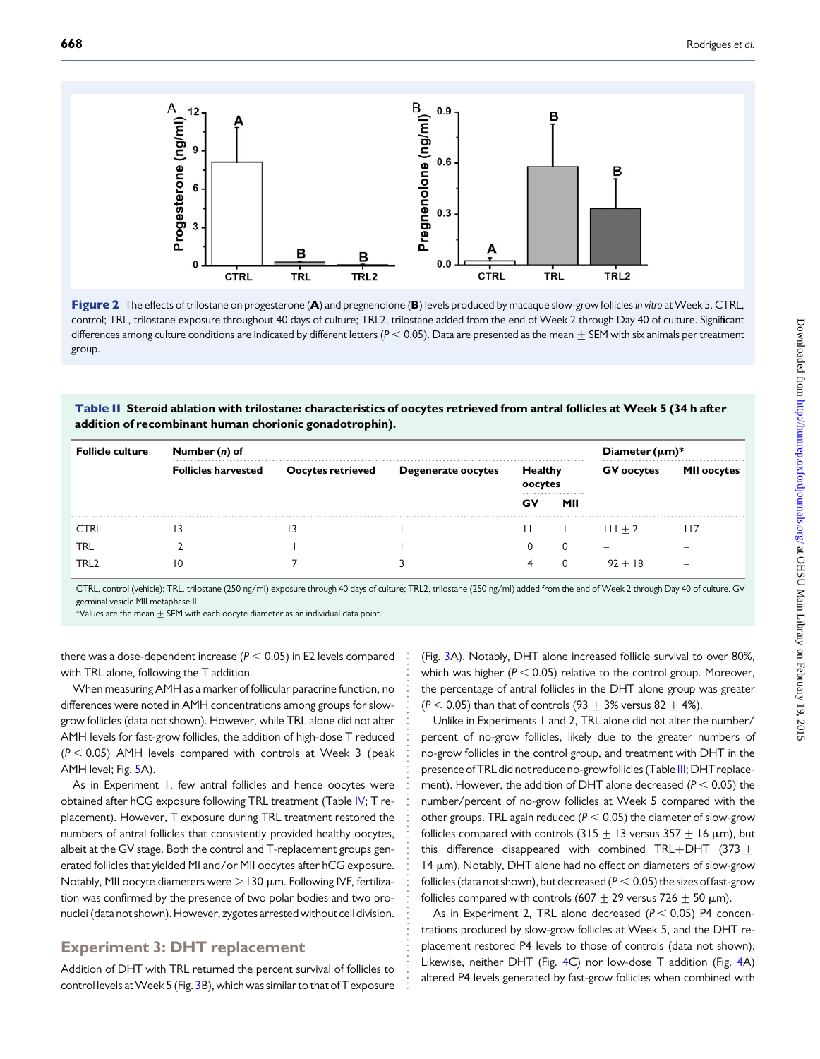**Figure 2** The effects of trilostane on progesterone (**A**) and pregnenolone (**B**) levels produced by macaque slow-grow follicles *in vitro* at Week 5. CTRL, control; TRL, trilostane exposure throughout 40 days of culture; TRL2, trilostane added from the end of Week 2 through Day 40 of culture. Significant differences among culture conditions are indicated by different letters ($P < 0.05$). Data are presented as the mean ± SEM with six animals per treatment group.

**Table II Steroid ablation with trilostane: characteristics of oocytes retrieved from antral follicles at Week 5 (34 h after addition of recombinant human chorionic gonadotrophin).**

| Follicle culture | Number (*n*) of | | | | | Diameter (µm)* | |
|---|---|---|---|---|---|---|---|
| | Follicles harvested | Oocytes retrieved | Degenerate oocytes | Healthy oocytes | | GV oocytes | MII oocytes |
| | | | | GV | MII | | |
| CTRL | 13 | 13 | 1 | 11 | 1 | 111 ± 2 | 117 |
| TRL | 2 | 1 | 1 | 0 | 0 | – | – |
| TRL2 | 10 | 7 | 3 | 4 | 0 | 92 ± 18 | – |

CTRL, control (vehicle); TRL, trilostane (250 ng/ml) exposure through 40 days of culture; TRL2, trilostane (250 ng/ml) added from the end of Week 2 through Day 40 of culture. GV germinal vesicle MII metaphase II.
*Values are the mean ± SEM with each oocyte diameter as an individual data point.

there was a dose-dependent increase ($P < 0.05$) in E2 levels compared with TRL alone, following the T addition.

When measuring AMH as a marker of follicular paracrine function, no differences were noted in AMH concentrations among groups for slow-grow follicles (data not shown). However, while TRL alone did not alter AMH levels for fast-grow follicles, the addition of high-dose T reduced ($P < 0.05$) AMH levels compared with controls at Week 3 (peak AMH level; Fig. 5A).

As in Experiment 1, few antral follicles and hence oocytes were obtained after hCG exposure following TRL treatment (Table IV; T replacement). However, T exposure during TRL treatment restored the numbers of antral follicles that consistently provided healthy oocytes, albeit at the GV stage. Both the control and T-replacement groups generated follicles that yielded MI and/or MII oocytes after hCG exposure. Notably, MII oocyte diameters were >130 µm. Following IVF, fertilization was confirmed by the presence of two polar bodies and two pronuclei (data not shown). However, zygotes arrested without cell division.

## Experiment 3: DHT replacement

Addition of DHT with TRL returned the percent survival of follicles to control levels at Week 5 (Fig. 3B), which was similar to that of T exposure (Fig. 3A). Notably, DHT alone increased follicle survival to over 80%, which was higher ($P < 0.05$) relative to the control group. Moreover, the percentage of antral follicles in the DHT alone group was greater ($P < 0.05$) than that of controls (93 ± 3% versus 82 ± 4%).

Unlike in Experiments 1 and 2, TRL alone did not alter the number/percent of no-grow follicles, likely due to the greater numbers of no-grow follicles in the control group, and treatment with DHT in the presence of TRL did not reduce no-grow follicles (Table III; DHT replacement). However, the addition of DHT alone decreased ($P < 0.05$) the number/percent of no-grow follicles at Week 5 compared with the other groups. TRL again reduced ($P < 0.05$) the diameter of slow-grow follicles compared with controls (315 ± 13 versus 357 ± 16 µm), but this difference disappeared with combined TRL+DHT (373 ± 14 µm). Notably, DHT alone had no effect on diameters of slow-grow follicles (data not shown), but decreased ($P < 0.05$) the sizes of fast-grow follicles compared with controls (607 ± 29 versus 726 ± 50 µm).

As in Experiment 2, TRL alone decreased ($P < 0.05$) P4 concentrations produced by slow-grow follicles at Week 5, and the DHT replacement restored P4 levels to those of controls (data not shown). Likewise, neither DHT (Fig. 4C) nor low-dose T addition (Fig. 4A) altered P4 levels generated by fast-grow follicles when combined with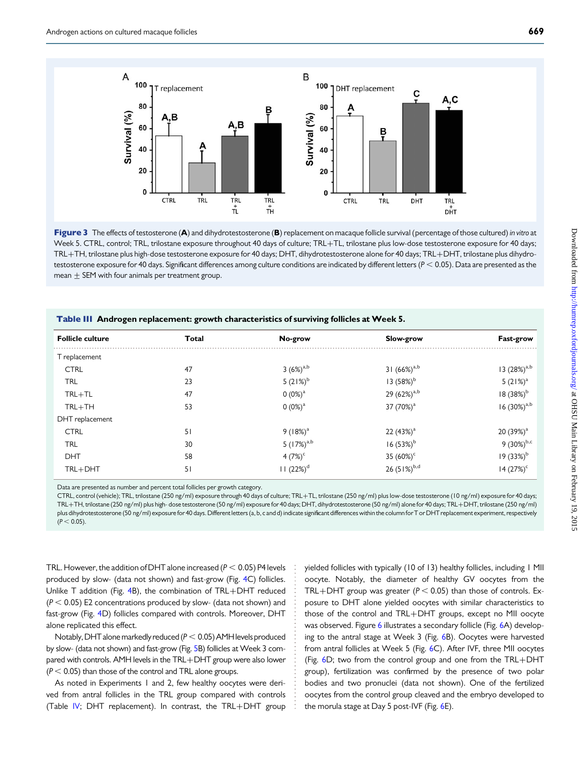**Figure 3** The effects of testosterone (**A**) and dihydrotestosterone (**B**) replacement on macaque follicle survival (percentage of those cultured) *in vitro* at Week 5. CTRL, control; TRL, trilostane exposure throughout 40 days of culture; TRL+TL, trilostane plus low-dose testosterone exposure for 40 days; TRL+TH, trilostane plus high-dose testosterone exposure for 40 days; DHT, dihydrotestosterone alone for 40 days; TRL+DHT, trilostane plus dihydrotestosterone exposure for 40 days. Significant differences among culture conditions are indicated by different letters ($P < 0.05$). Data are presented as the mean ± SEM with four animals per treatment group.

**Table III Androgen replacement: growth characteristics of surviving follicles at Week 5.**

| Follicle culture | Total | No-grow | Slow-grow | Fast-grow |
|---|---|---|---|---|
| T replacement | | | | |
| CTRL | 47 | 3 (6%)[a,b] | 31 (66%)[a,b] | 13 (28%)[a,b] |
| TRL | 23 | 5 (21%)[b] | 13 (58%)[b] | 5 (21%)[a] |
| TRL+TL | 47 | 0 (0%)[a] | 29 (62%)[a,b] | 18 (38%)[b] |
| TRL+TH | 53 | 0 (0%)[a] | 37 (70%)[a] | 16 (30%)[a,b] |
| DHT replacement | | | | |
| CTRL | 51 | 9 (18%)[a] | 22 (43%)[a] | 20 (39%)[a] |
| TRL | 30 | 5 (17%)[a,b] | 16 (53%)[b] | 9 (30%)[b,c] |
| DHT | 58 | 4 (7%)[c] | 35 (60%)[c] | 19 (33%)[b] |
| TRL+DHT | 51 | 11 (22%)[d] | 26 (51%)[b,d] | 14 (27%)[c] |

Data are presented as number and percent total follicles per growth category.

CTRL, control (vehicle); TRL, trilostane (250 ng/ml) exposure through 40 days of culture; TRL+TL, trilostane (250 ng/ml) plus low-dose testosterone (10 ng/ml) exposure for 40 days; TRL+TH, trilostane (250 ng/ml) plus high- dose testosterone (50 ng/ml) exposure for 40 days; DHT, dihydrotestosterone (50 ng/ml) alone for 40 days; TRL+DHT, trilostane (250 ng/ml) plus dihydrotestosterone (50 ng/ml) exposure for 40 days. Different letters (a, b, c and d) indicate significant differences within the column for T or DHT replacement experiment, respectively ($P < 0.05$).

TRL. However, the addition of DHT alone increased ($P < 0.05$) P4 levels produced by slow- (data not shown) and fast-grow (Fig. 4C) follicles. Unlike T addition (Fig. 4B), the combination of TRL+DHT reduced ($P < 0.05$) E2 concentrations produced by slow- (data not shown) and fast-grow (Fig. 4D) follicles compared with controls. Moreover, DHT alone replicated this effect.

Notably, DHT alone markedly reduced ($P < 0.05$) AMH levels produced by slow- (data not shown) and fast-grow (Fig. 5B) follicles at Week 3 compared with controls. AMH levels in the TRL+DHT group were also lower ($P < 0.05$) than those of the control and TRL alone groups.

As noted in Experiments 1 and 2, few healthy oocytes were derived from antral follicles in the TRL group compared with controls (Table IV; DHT replacement). In contrast, the TRL+DHT group yielded follicles with typically (10 of 13) healthy follicles, including 1 MII oocyte. Notably, the diameter of healthy GV oocytes from the TRL+DHT group was greater ($P < 0.05$) than those of controls. Exposure to DHT alone yielded oocytes with similar characteristics to those of the control and TRL+DHT groups, except no MII oocyte was observed. Figure 6 illustrates a secondary follicle (Fig. 6A) developing to the antral stage at Week 3 (Fig. 6B). Oocytes were harvested from antral follicles at Week 5 (Fig. 6C). After IVF, three MII oocytes (Fig. 6D; two from the control group and one from the TRL+DHT group), fertilization was confirmed by the presence of two polar bodies and two pronuclei (data not shown). One of the fertilized oocytes from the control group cleaved and the embryo developed to the morula stage at Day 5 post-IVF (Fig. 6E).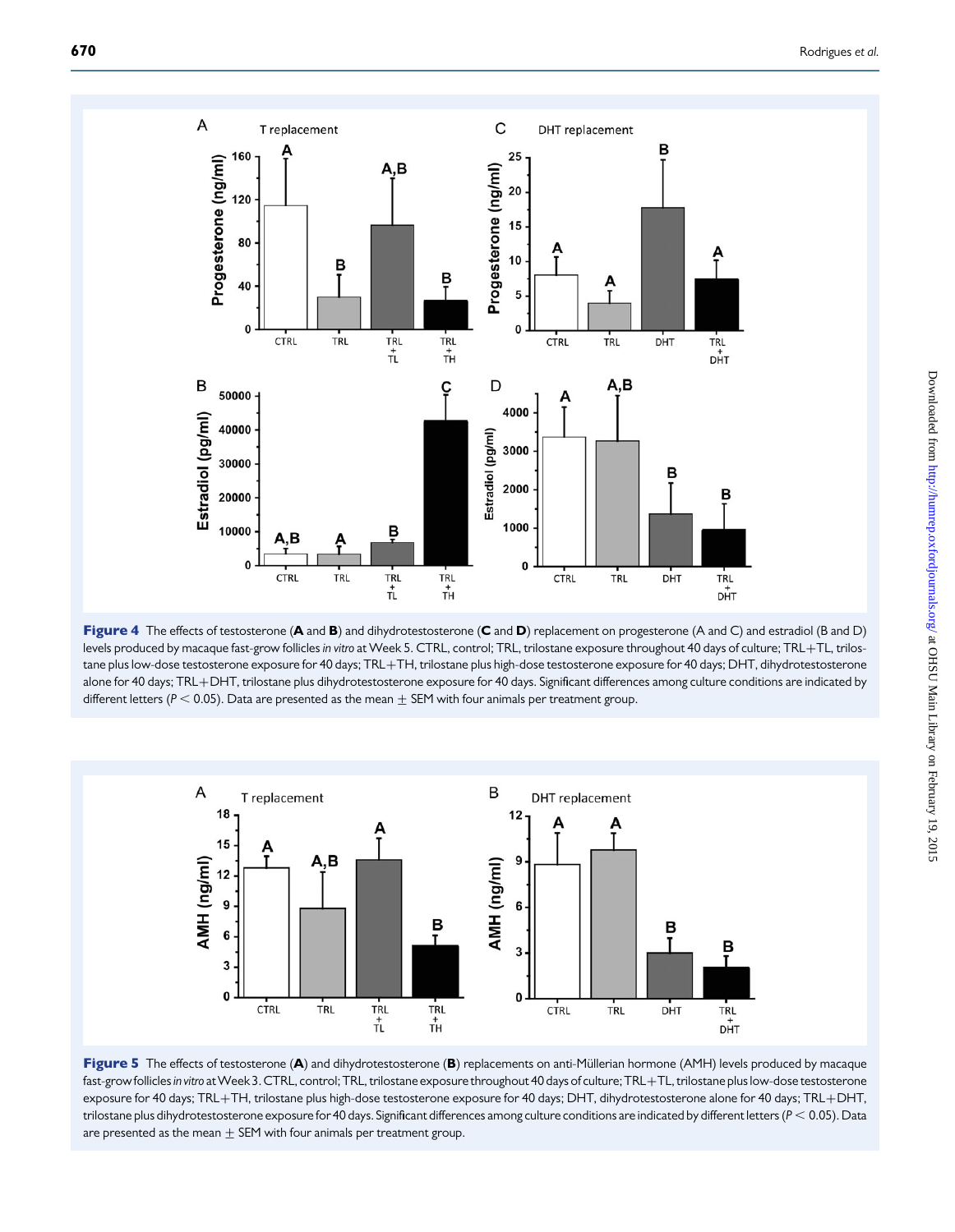**Figure 4** The effects of testosterone (**A** and **B**) and dihydrotestosterone (**C** and **D**) replacement on progesterone (A and C) and estradiol (B and D) levels produced by macaque fast-grow follicles *in vitro* at Week 5. CTRL, control; TRL, trilostane exposure throughout 40 days of culture; TRL+TL, trilostane plus low-dose testosterone exposure for 40 days; TRL+TH, trilostane plus high-dose testosterone exposure for 40 days; DHT, dihydrotestosterone alone for 40 days; TRL+DHT, trilostane plus dihydrotestosterone exposure for 40 days. Significant differences among culture conditions are indicated by different letters ($P < 0.05$). Data are presented as the mean ± SEM with four animals per treatment group.

**Figure 5** The effects of testosterone (**A**) and dihydrotestosterone (**B**) replacements on anti-Müllerian hormone (AMH) levels produced by macaque fast-grow follicles *in vitro* at Week 3. CTRL, control; TRL, trilostane throughout 40 days of culture; TRL+TL, trilostane plus low-dose testosterone exposure for 40 days; TRL+TH, trilostane plus high-dose testosterone exposure for 40 days; DHT, dihydrotestosterone alone for 40 days; TRL+DHT, trilostane plus dihydrotestosterone exposure for 40 days. Significant differences among culture conditions are indicated by different letters ($P < 0.05$). Data are presented as the mean ± SEM with four animals per treatment group.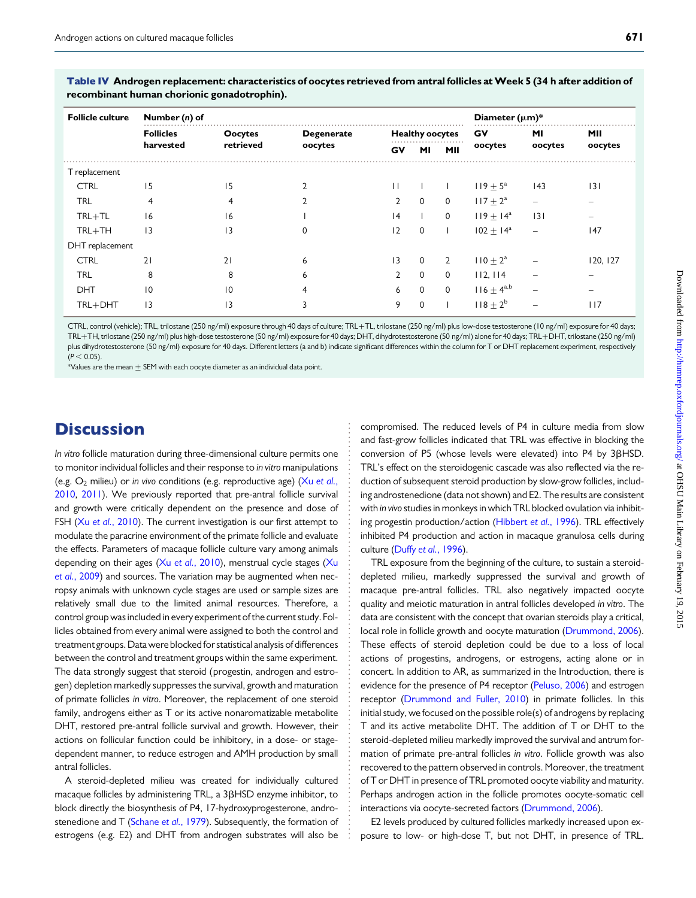**Table IV Androgen replacement: characteristics of oocytes retrieved from antral follicles at Week 5 (34 h after addition of recombinant human chorionic gonadotrophin).**

| Follicle culture | Number (n) of | | | | | | Diameter (μm)* | | |
|---|---|---|---|---|---|---|---|---|---|
| | Follicles harvested | Oocytes retrieved | Degenerate oocytes | Healthy oocytes | | | GV oocytes | MI oocytes | MII oocytes |
| | | | | GV | MI | MII | | | |
| T replacement | | | | | | | | | |
| CTRL | 15 | 15 | 2 | 11 | 1 | 1 | $119 \pm 5^{a}$ | 143 | 131 |
| TRL | 4 | 4 | 2 | 2 | 0 | 0 | $117 \pm 2^{a}$ | – | – |
| TRL+TL | 16 | 16 | 1 | 14 | 1 | 0 | $119 \pm 14^{a}$ | 131 | – |
| TRL+TH | 13 | 13 | 0 | 12 | 0 | 1 | $102 \pm 14^{a}$ | – | 147 |
| DHT replacement | | | | | | | | | |
| CTRL | 21 | 21 | 6 | 13 | 0 | 2 | $110 \pm 2^{a}$ | – | 120, 127 |
| TRL | 8 | 8 | 6 | 2 | 0 | 0 | 112, 114 | – | – |
| DHT | 10 | 10 | 4 | 6 | 0 | 0 | $116 \pm 4^{a,b}$ | – | – |
| TRL+DHT | 13 | 13 | 3 | 9 | 0 | 1 | $118 \pm 2^{b}$ | – | 117 |

CTRL, control (vehicle); TRL, trilostane (250 ng/ml) exposure through 40 days of culture; TRL+TL, trilostane (250 ng/ml) plus low-dose testosterone (10 ng/ml) exposure for 40 days; TRL+TH, trilostane (250 ng/ml) plus high-dose testosterone (50 ng/ml) exposure for 40 days; DHT, dihydrotestosterone (50 ng/ml) alone for 40 days; TRL+DHT, trilostane (250 ng/ml) plus dihydrotestosterone (50 ng/ml) exposure for 40 days. Different letters (a and b) indicate significant differences within the column for T or DHT replacement experiment, respectively ($P < 0.05$).

*Values are the mean ± SEM with each oocyte diameter as an individual data point.

# Discussion

*In vitro* follicle maturation during three-dimensional culture permits one to monitor individual follicles and their response to *in vitro* manipulations (e.g. $O_2$ milieu) or *in vivo* conditions (e.g. reproductive age) (Xu *et al.*, 2010, 2011). We previously reported that pre-antral follicle survival and growth were critically dependent on the presence and dose of FSH (Xu *et al.*, 2010). The current investigation is our first attempt to modulate the paracrine environment of the primate follicle and evaluate the effects. Parameters of macaque follicle culture vary among animals depending on their ages (Xu *et al.*, 2010), menstrual cycle stages (Xu *et al.*, 2009) and sources. The variation may be augmented when necropsy animals with unknown cycle stages are used or sample sizes are relatively small due to the limited animal resources. Therefore, a control group was included in every experiment of the current study. Follicles obtained from every animal were assigned to both the control and treatment groups. Data were blocked for statistical analysis of differences between the control and treatment groups within the same experiment. The data strongly suggest that steroid (progestin, androgen and estrogen) depletion markedly suppresses the survival, growth and maturation of primate follicles *in vitro*. Moreover, the replacement of one steroid family, androgens either as T or its active nonaromatizable metabolite DHT, restored pre-antral follicle survival and growth. However, their actions on follicular function could be inhibitory, in a dose- or stage-dependent manner, to reduce estrogen and AMH production by small antral follicles.

A steroid-depleted milieu was created for individually cultured macaque follicles by administering TRL, a 3βHSD enzyme inhibitor, to block directly the biosynthesis of P4, 17-hydroxyprogesterone, androstenedione and T (Schane *et al.*, 1979). Subsequently, the formation of estrogens (e.g. E2) and DHT from androgen substrates will also be compromised. The reduced levels of P4 in culture media from slow and fast-grow follicles indicated that TRL was effective in blocking the conversion of P5 (whose levels were elevated) into P4 by 3βHSD. TRL's effect on the steroidogenic cascade was also reflected via the reduction of subsequent steroid production by slow-grow follicles, including androstenedione (data not shown) and E2. The results are consistent with *in vivo* studies in monkeys in which TRL blocked ovulation via inhibiting progestin production/action (Hibbert *et al.*, 1996). TRL effectively inhibited P4 production and action in macaque granulosa cells during culture (Duffy *et al.*, 1996).

TRL exposure from the beginning of the culture, to sustain a steroid-depleted milieu, markedly suppressed the survival and growth of macaque pre-antral follicles. TRL also negatively impacted oocyte quality and meiotic maturation in antral follicles developed *in vitro*. The data are consistent with the concept that ovarian steroids play a critical, local role in follicle growth and oocyte maturation (Drummond, 2006). These effects of steroid depletion could be due to a loss of local actions of progestins, androgens, or estrogens, acting alone or in concert. In addition to AR, as summarized in the Introduction, there is evidence for the presence of P4 receptor (Peluso, 2006) and estrogen receptor (Drummond and Fuller, 2010) in primate follicles. In this initial study, we focused on the possible role(s) of androgens by replacing T and its active metabolite DHT. The addition of T or DHT to the steroid-depleted milieu markedly improved the survival and antrum formation of primate pre-antral follicles *in vitro*. Follicle growth was also recovered to the pattern observed in controls. Moreover, the treatment of T or DHT in presence of TRL promoted oocyte viability and maturity. Perhaps androgen action in the follicle promotes oocyte-somatic cell interactions via oocyte-secreted factors (Drummond, 2006).

E2 levels produced by cultured follicles markedly increased upon exposure to low- or high-dose T, but not DHT, in presence of TRL.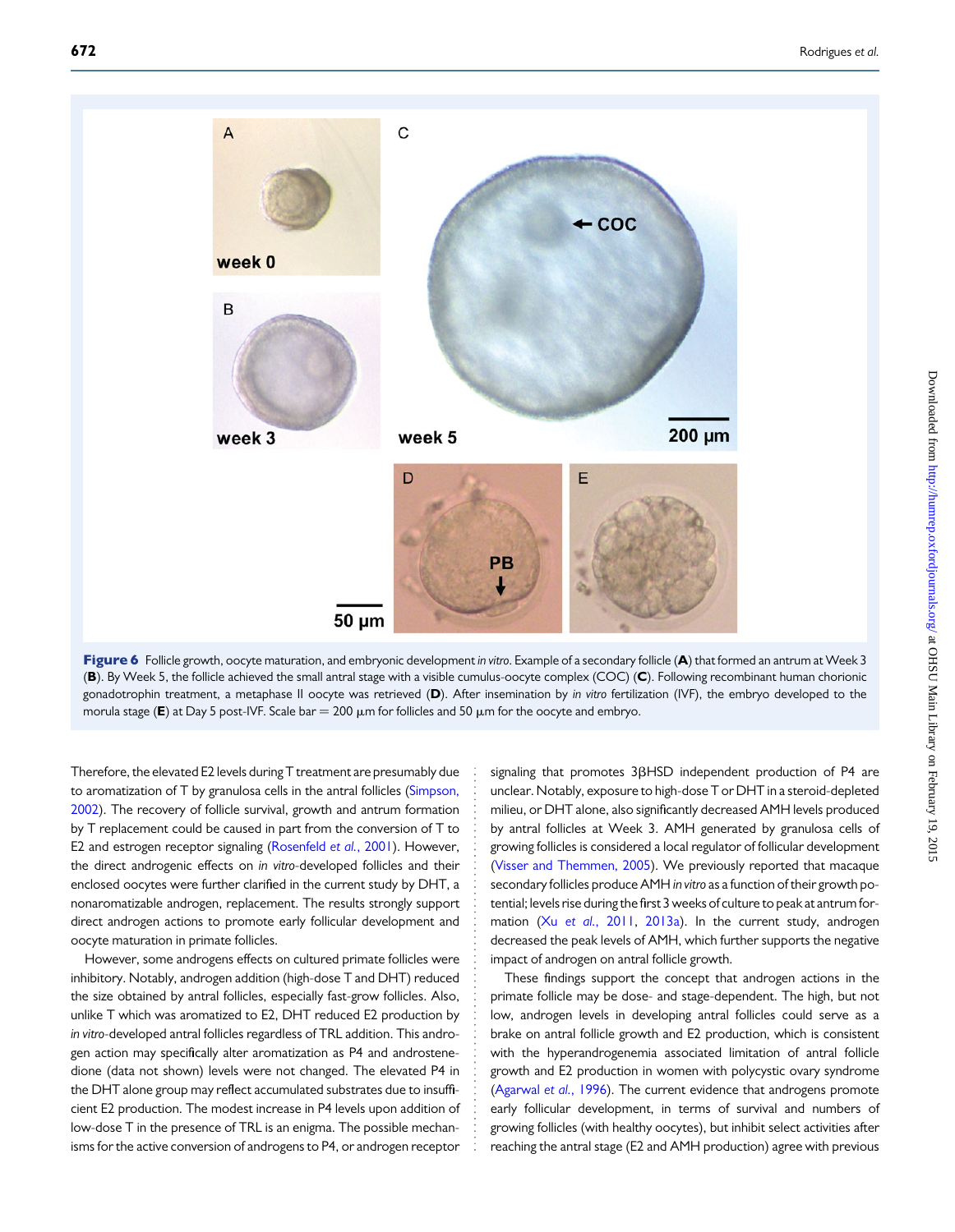Figure 6 Follicle growth, oocyte maturation, and embryonic development *in vitro*. Example of a secondary follicle (**A**) that formed an antrum at Week 3 (**B**). By Week 5, the follicle achieved the small antral stage with a visible cumulus-oocyte complex (COC) (**C**). Following recombinant human chorionic gonadotrophin treatment, a metaphase II oocyte was retrieved (**D**). After insemination by *in vitro* fertilization (IVF), the embryo developed to the morula stage (**E**) at Day 5 post-IVF. Scale bar = 200 µm for follicles and 50 µm for the oocyte and embryo.

Therefore, the elevated E2 levels during T treatment are presumably due to aromatization of T by granulosa cells in the antral follicles (Simpson, 2002). The recovery of follicle survival, growth and antrum formation by T replacement could be caused in part from the conversion of T to E2 and estrogen receptor signaling (Rosenfeld *et al.*, 2001). However, the direct androgenic effects on *in vitro*-developed follicles and their enclosed oocytes were further clarified in the current study by DHT, a nonaromatizable androgen, replacement. The results strongly support direct androgen actions to promote early follicular development and oocyte maturation in primate follicles.

However, some androgens effects on cultured primate follicles were inhibitory. Notably, androgen addition (high-dose T and DHT) reduced the size obtained by antral follicles, especially fast-grow follicles. Also, unlike T which was aromatized to E2, DHT reduced E2 production by *in vitro*-developed antral follicles regardless of TRL addition. This androgen action may specifically alter aromatization as P4 and androstenedione (data not shown) levels were not changed. The elevated P4 in the DHT alone group may reflect accumulated substrates due to insufficient E2 production. The modest increase in P4 levels upon addition of low-dose T in the presence of TRL is an enigma. The possible mechanisms for the active conversion of androgens to P4, or androgen receptor signaling that promotes 3βHSD independent production of P4 are unclear. Notably, exposure to high-dose T or DHT in a steroid-depleted milieu, or DHT alone, also significantly decreased AMH levels produced by antral follicles at Week 3. AMH generated by granulosa cells of growing follicles is considered a local regulator of follicular development (Visser and Themmen, 2005). We previously reported that macaque secondary follicles produce AMH *in vitro* as a function of their growth potential; levels rise during the first 3 weeks of culture to peak at antrum formation (Xu *et al.*, 2011, 2013a). In the current study, androgen decreased the peak levels of AMH, which further supports the negative impact of androgen on antral follicle growth.

These findings support the concept that androgen actions in the primate follicle may be dose- and stage-dependent. The high, but not low, androgen levels in developing antral follicles could serve as a brake on antral follicle growth and E2 production, which is consistent with the hyperandrogenemia associated limitation of antral follicle growth and E2 production in women with polycystic ovary syndrome (Agarwal *et al.*, 1996). The current evidence that androgens promote early follicular development, in terms of survival and numbers of growing follicles (with healthy oocytes), but inhibit select activities after reaching the antral stage (E2 and AMH production) agree with previous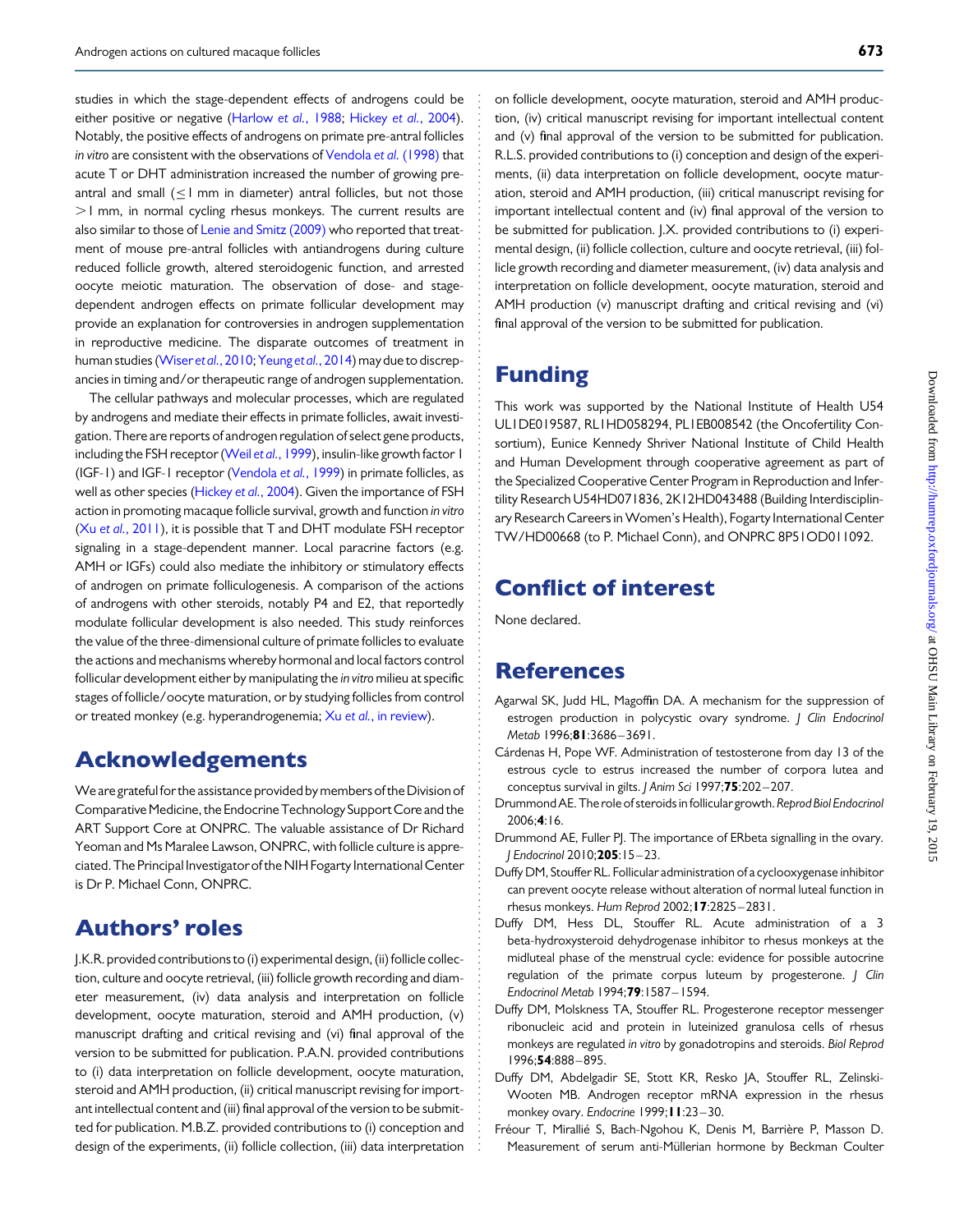studies in which the stage-dependent effects of androgens could be either positive or negative (Harlow *et al.*, 1988; Hickey *et al.*, 2004). Notably, the positive effects of androgens on primate pre-antral follicles *in vitro* are consistent with the observations of Vendola *et al.* (1998) that acute T or DHT administration increased the number of growing pre-antral and small ($\leq$1 mm in diameter) antral follicles, but not those >1 mm, in normal cycling rhesus monkeys. The current results are also similar to those of Lenie and Smitz (2009) who reported that treatment of mouse pre-antral follicles with antiandrogens during culture reduced follicle growth, altered steroidogenic function, and arrested oocyte meiotic maturation. The observation of dose- and stage-dependent androgen effects on primate follicular development may provide an explanation for controversies in androgen supplementation in reproductive medicine. The disparate outcomes of treatment in human studies (Wiser *et al.*, 2010; Yeung *et al.*, 2014) may due to discrepancies in timing and/or therapeutic range of androgen supplementation.

The cellular pathways and molecular processes, which are regulated by androgens and mediate their effects in primate follicles, await investigation. There are reports of androgen regulation of select gene products, including the FSH receptor (Weil *et al.*, 1999), insulin-like growth factor 1 (IGF-1) and IGF-1 receptor (Vendola *et al.*, 1999) in primate follicles, as well as other species (Hickey *et al.*, 2004). Given the importance of FSH action in promoting macaque follicle survival, growth and function *in vitro* (Xu *et al.*, 2011), it is possible that T and DHT modulate FSH receptor signaling in a stage-dependent manner. Local paracrine factors (e.g. AMH or IGFs) could also mediate the inhibitory or stimulatory effects of androgen on primate folliculogenesis. A comparison of the actions of androgens with other steroids, notably P4 and E2, that reportedly modulate follicular development is also needed. This study reinforces the value of the three-dimensional culture of primate follicles to evaluate the actions and mechanisms whereby hormonal and local factors control follicular development either by manipulating the *in vitro* milieu at specific stages of follicle/oocyte maturation, or by studying follicles from control or treated monkey (e.g. hyperandrogenemia; Xu *et al.*, in review).

# Acknowledgements

We are grateful for the assistance provided by members of the Division of Comparative Medicine, the Endocrine Technology Support Core and the ART Support Core at ONPRC. The valuable assistance of Dr Richard Yeoman and Ms Maralee Lawson, ONPRC, with follicle culture is appreciated. The Principal Investigator of the NIH Fogarty International Center is Dr P. Michael Conn, ONPRC.

# Authors' roles

J.K.R. provided contributions to (i) experimental design, (ii) follicle collection, culture and oocyte retrieval, (iii) follicle growth recording and diameter measurement, (iv) data analysis and interpretation on follicle development, oocyte maturation, steroid and AMH production, (v) manuscript drafting and critical revising and (vi) final approval of the version to be submitted for publication. P.A.N. provided contributions to (i) data interpretation on follicle development, oocyte maturation, steroid and AMH production, (ii) critical manuscript revising for important intellectual content and (iii) final approval of the version to be submitted for publication. M.B.Z. provided contributions to (i) conception and design of the experiments, (ii) follicle collection, (iii) data interpretation on follicle development, oocyte maturation, steroid and AMH production, (iv) critical manuscript revising for important intellectual content and (v) final approval of the version to be submitted for publication. R.L.S. provided contributions to (i) conception and design of the experiments, (ii) data interpretation on follicle development, oocyte maturation, steroid and AMH production, (iii) critical manuscript revising for important intellectual content and (iv) final approval of the version to be submitted for publication. J.X. provided contributions to (i) experimental design, (ii) follicle collection, culture and oocyte retrieval, (iii) follicle growth recording and diameter measurement, (iv) data analysis and interpretation on follicle development, oocyte maturation, steroid and AMH production (v) manuscript drafting and critical revising and (vi) final approval of the version to be submitted for publication.

# Funding

This work was supported by the National Institute of Health U54 UL1DE019587, RL1HD058294, PL1EB008542 (the Oncofertility Consortium), Eunice Kennedy Shriver National Institute of Child Health and Human Development through cooperative agreement as part of the Specialized Cooperative Center Program in Reproduction and Infertility Research U54HD071836, 2K12HD043488 (Building Interdisciplinary Research Careers in Women's Health), Fogarty International Center TW/HD00668 (to P. Michael Conn), and ONPRC 8P51OD011092.

# Conflict of interest

None declared.

# References

Agarwal SK, Judd HL, Magoffin DA. A mechanism for the suppression of estrogen production in polycystic ovary syndrome. *J Clin Endocrinol Metab* 1996;**81**:3686–3691.

Cárdenas H, Pope WF. Administration of testosterone from day 13 of the estrous cycle to estrus increased the number of corpora lutea and conceptus survival in gilts. *J Anim Sci* 1997;**75**:202–207.

Drummond AE. The role of steroids in follicular growth. *Reprod Biol Endocrinol* 2006;**4**:16.

Drummond AE, Fuller PJ. The importance of ERbeta signalling in the ovary. *J Endocrinol* 2010;**205**:15–23.

Duffy DM, Stouffer RL. Follicular administration of a cyclooxygenase inhibitor can prevent oocyte release without alteration of normal luteal function in rhesus monkeys. *Hum Reprod* 2002;**17**:2825–2831.

Duffy DM, Hess DL, Stouffer RL. Acute administration of a 3 beta-hydroxysteroid dehydrogenase inhibitor to rhesus monkeys at the midluteal phase of the menstrual cycle: evidence for possible autocrine regulation of the primate corpus luteum by progesterone. *J Clin Endocrinol Metab* 1994;**79**:1587–1594.

Duffy DM, Molskness TA, Stouffer RL. Progesterone receptor messenger ribonucleic acid and protein in luteinized granulosa cells of rhesus monkeys are regulated *in vitro* by gonadotropins and steroids. *Biol Reprod* 1996;**54**:888–895.

Duffy DM, Abdelgadir SE, Stott KR, Resko JA, Stouffer RL, Zelinski-Wooten MB. Androgen receptor mRNA expression in the rhesus monkey ovary. *Endocrine* 1999;**11**:23–30.

Fréour T, Miralié S, Bach-Ngohou K, Denis M, Barrière P, Masson D. Measurement of serum anti-Müllerian hormone by Beckman Coulter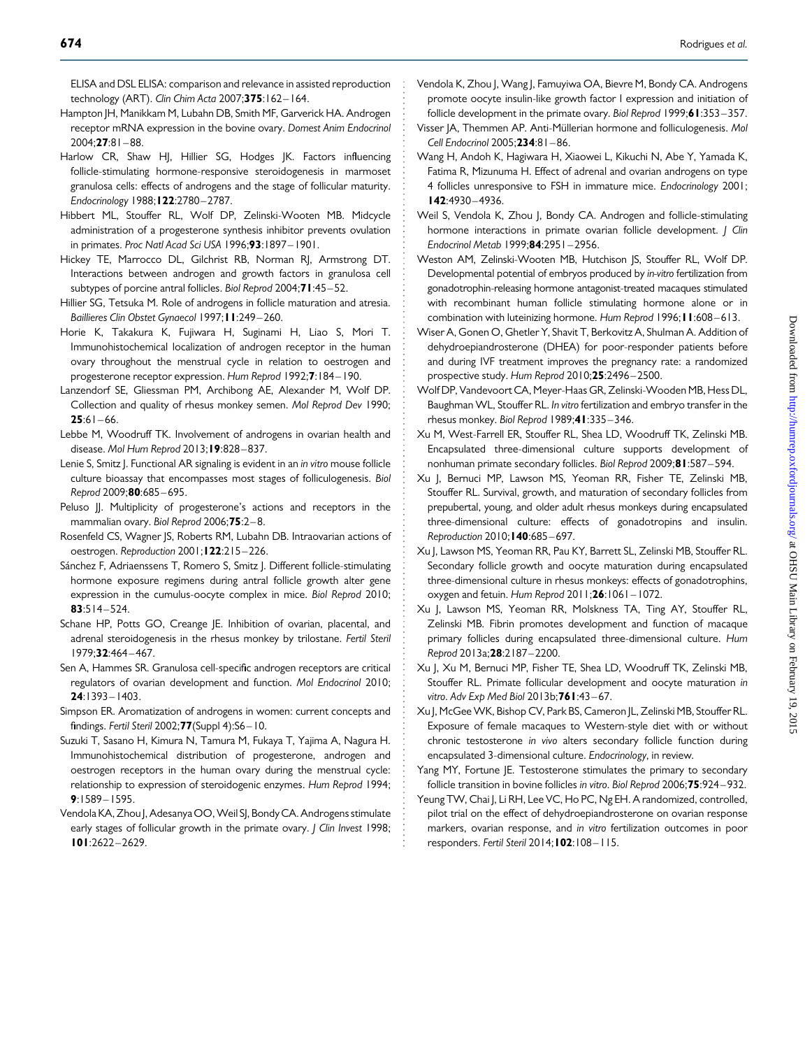ELISA and DSL ELISA: comparison and relevance in assisted reproduction technology (ART). *Clin Chim Acta* 2007;**375**:162–164.

Hampton JH, Manikkam M, Lubahn DB, Smith MF, Garverick HA. Androgen receptor mRNA expression in the bovine ovary. *Domest Anim Endocrinol* 2004;**27**:81–88.

Harlow CR, Shaw HJ, Hillier SG, Hodges JK. Factors influencing follicle-stimulating hormone-responsive steroidogenesis in marmoset granulosa cells: effects of androgens and the stage of follicular maturity. *Endocrinology* 1988;**122**:2780–2787.

Hibbert ML, Stouffer RL, Wolf DP, Zelinski-Wooten MB. Midcycle administration of a progesterone synthesis inhibitor prevents ovulation in primates. *Proc Natl Acad Sci USA* 1996;**93**:1897–1901.

Hickey TE, Marrocco DL, Gilchrist RB, Norman RJ, Armstrong DT. Interactions between androgen and growth factors in granulosa cell subtypes of porcine antral follicles. *Biol Reprod* 2004;**71**:45–52.

Hillier SG, Tetsuka M. Role of androgens in follicle maturation and atresia. *Baillieres Clin Obstet Gynaecol* 1997;**11**:249–260.

Horie K, Takakura K, Fujiwara H, Suginami H, Liao S, Mori T. Immunohistochemical localization of androgen receptor in the human ovary throughout the menstrual cycle in relation to oestrogen and progesterone receptor expression. *Hum Reprod* 1992;**7**:184–190.

Lanzendorf SE, Gliessman PM, Archibong AE, Alexander M, Wolf DP. Collection and quality of rhesus monkey semen. *Mol Reprod Dev* 1990; **25**:61–66.

Lebbe M, Woodruff TK. Involvement of androgens in ovarian health and disease. *Mol Hum Reprod* 2013;**19**:828–837.

Lenie S, Smitz J. Functional AR signaling is evident in an *in vitro* mouse follicle culture bioassay that encompasses most stages of folliculogenesis. *Biol Reprod* 2009;**80**:685–695.

Peluso JJ. Multiplicity of progesterone's actions and receptors in the mammalian ovary. *Biol Reprod* 2006;**75**:2–8.

Rosenfeld CS, Wagner JS, Roberts RM, Lubahn DB. Intraovarian actions of oestrogen. *Reproduction* 2001;**122**:215–226.

Sánchez F, Adriaenssens T, Romero S, Smitz J. Different follicle-stimulating hormone exposure regimens during antral follicle growth alter gene expression in the cumulus-oocyte complex in mice. *Biol Reprod* 2010; **83**:514–524.

Schane HP, Potts GO, Creange JE. Inhibition of ovarian, placental, and adrenal steroidogenesis in the rhesus monkey by trilostane. *Fertil Steril* 1979;**32**:464–467.

Sen A, Hammes SR. Granulosa cell-specific androgen receptors are critical regulators of ovarian development and function. *Mol Endocrinol* 2010; **24**:1393–1403.

Simpson ER. Aromatization of androgens in women: current concepts and findings. *Fertil Steril* 2002;**77**(Suppl 4):S6–10.

Suzuki T, Sasano H, Kimura N, Tamura M, Fukaya T, Yajima A, Nagura H. Immunohistochemical distribution of progesterone, androgen and oestrogen receptors in the human ovary during the menstrual cycle: relationship to expression of steroidogenic enzymes. *Hum Reprod* 1994; **9**:1589–1595.

Vendola KA, Zhou J, Adesanya OO, Weil SJ, Bondy CA. Androgens stimulate early stages of follicular growth in the primate ovary. *J Clin Invest* 1998; **101**:2622–2629.

Vendola K, Zhou J, Wang J, Famuyiwa OA, Bievre M, Bondy CA. Androgens promote oocyte insulin-like growth factor I expression and initiation of follicle development in the primate ovary. *Biol Reprod* 1999;**61**:353–357.

Visser JA, Themmen AP. Anti-Müllerian hormone and folliculogenesis. *Mol Cell Endocrinol* 2005;**234**:81–86.

Wang H, Andoh K, Hagiwara H, Xiaowei L, Kikuchi N, Abe Y, Yamada K, Fatima R, Mizunuma H. Effect of adrenal and ovarian androgens on type 4 follicles unresponsive to FSH in immature mice. *Endocrinology* 2001; **142**:4930–4936.

Weil S, Vendola K, Zhou J, Bondy CA. Androgen and follicle-stimulating hormone interactions in primate ovarian follicle development. *J Clin Endocrinol Metab* 1999;**84**:2951–2956.

Weston AM, Zelinski-Wooten MB, Hutchison JS, Stouffer RL, Wolf DP. Developmental potential of embryos produced by *in-vitro* fertilization from gonadotrophin-releasing hormone antagonist-treated macaques stimulated with recombinant human follicle stimulating hormone alone or in combination with luteinizing hormone. *Hum Reprod* 1996;**11**:608–613.

Wiser A, Gonen O, Ghetler Y, Shavit T, Berkovitz A, Shulman A. Addition of dehydroepiandrosterone (DHEA) for poor-responder patients before and during IVF treatment improves the pregnancy rate: a randomized prospective study. *Hum Reprod* 2010;**25**:2496–2500.

Wolf DP, Vandevoort CA, Meyer-Haas GR, Zelinski-Wooden MB, Hess DL, Baughman WL, Stouffer RL. *In vitro* fertilization and embryo transfer in the rhesus monkey. *Biol Reprod* 1989;**41**:335–346.

Xu M, West-Farrell ER, Stouffer RL, Shea LD, Woodruff TK, Zelinski MB. Encapsulated three-dimensional culture supports development of nonhuman primate secondary follicles. *Biol Reprod* 2009;**81**:587–594.

Xu J, Bernuci MP, Lawson MS, Yeoman RR, Fisher TE, Zelinski MB, Stouffer RL. Survival, growth, and maturation of secondary follicles from prepubertal, young, and older adult rhesus monkeys during encapsulated three-dimensional culture: effects of gonadotropins and insulin. *Reproduction* 2010;**140**:685–697.

Xu J, Lawson MS, Yeoman RR, Pau KY, Barrett SL, Zelinski MB, Stouffer RL. Secondary follicle growth and oocyte maturation during encapsulated three-dimensional culture in rhesus monkeys: effects of gonadotrophins, oxygen and fetuin. *Hum Reprod* 2011;**26**:1061–1072.

Xu J, Lawson MS, Yeoman RR, Molskness TA, Ting AY, Stouffer RL, Zelinski MB. Fibrin promotes development and function of macaque primary follicles during encapsulated three-dimensional culture. *Hum Reprod* 2013a;**28**:2187–2200.

Xu J, Xu M, Bernuci MP, Fisher TE, Shea LD, Woodruff TK, Zelinski MB, Stouffer RL. Primate follicular development and oocyte maturation *in vitro*. *Adv Exp Med Biol* 2013b;**761**:43–67.

Xu J, McGee WK, Bishop CV, Park BS, Cameron JL, Zelinski MB, Stouffer RL. Exposure of female macaques to Western-style diet with or without chronic testosterone *in vivo* alters secondary follicle function during encapsulated 3-dimensional culture. *Endocrinology*, in review.

Yang MY, Fortune JE. Testosterone stimulates the primary to secondary follicle transition in bovine follicles *in vitro*. *Biol Reprod* 2006;**75**:924–932.

Yeung TW, Chai J, Li RH, Lee VC, Ho PC, Ng EH. A randomized, controlled, pilot trial on the effect of dehydroepiandrosterone on ovarian response markers, ovarian response, and *in vitro* fertilization outcomes in poor responders. *Fertil Steril* 2014;**102**:108–115.